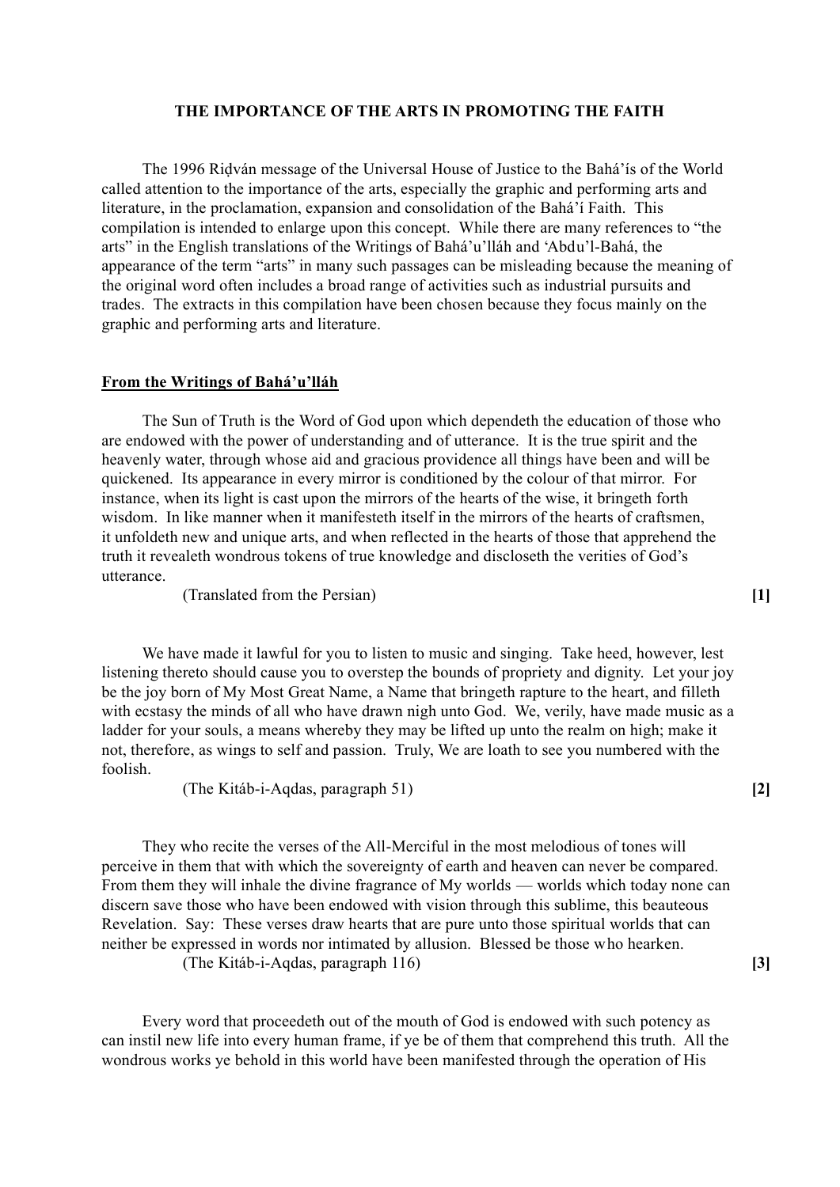## THE IMPORTANCE OF THE ARTS IN PROMOTING THE FAITH

The 1996 Riḍván message of the Universal House of Justice to the Bahá'ís of the World called attention to the importance of the arts, especially the graphic and performing arts and literature, in the proclamation, expansion and consolidation of the Bahá'í Faith. This compilation is intended to enlarge upon this concept. While there are many references to "the arts" in the English translations of the Writings of Bahá'u'lláh and 'Abdu'l-Bahá, the appearance of the term "arts" in many such passages can be misleading because the meaning of the original word often includes a broad range of activities such as industrial pursuits and trades. The extracts in this compilation have been chosen because they focus mainly on the graphic and performing arts and literature.

### From the Writings of Bahá'u'lláh

The Sun of Truth is the Word of God upon which dependeth the education of those who are endowed with the power of understanding and of utterance. It is the true spirit and the heavenly water, through whose aid and gracious providence all things have been and will be quickened. Its appearance in every mirror is conditioned by the colour of that mirror. For instance, when its light is cast upon the mirrors of the hearts of the wise, it bringeth forth wisdom. In like manner when it manifesteth itself in the mirrors of the hearts of craftsmen, it unfoldeth new and unique arts, and when reflected in the hearts of those that apprehend the truth it revealeth wondrous tokens of true knowledge and discloseth the verities of God's utterance.

(Translated from the Persian) **[1]**

We have made it lawful for you to listen to music and singing. Take heed, however, lest listening thereto should cause you to overstep the bounds of propriety and dignity. Let your joy be the joy born of My Most Great Name, a Name that bringeth rapture to the heart, and filleth with ecstasy the minds of all who have drawn nigh unto God. We, verily, have made music as a ladder for your souls, a means whereby they may be lifted up unto the realm on high; make it not, therefore, as wings to self and passion. Truly, We are loath to see you numbered with the foolish.

(The Kitáb-i-Aqdas, paragraph 51) **[2]**

They who recite the verses of the All-Merciful in the most melodious of tones will perceive in them that with which the sovereignty of earth and heaven can never be compared. From them they will inhale the divine fragrance of My worlds — worlds which today none can discern save those who have been endowed with vision through this sublime, this beauteous Revelation. Say: These verses draw hearts that are pure unto those spiritual worlds that can neither be expressed in words nor intimated by allusion. Blessed be those who hearken.

(The Kitáb-i-Aqdas, paragraph 116) **[3]**

Every word that proceedeth out of the mouth of God is endowed with such potency as can instil new life into every human frame, if ye be of them that comprehend this truth. All the wondrous works ye behold in this world have been manifested through the operation of His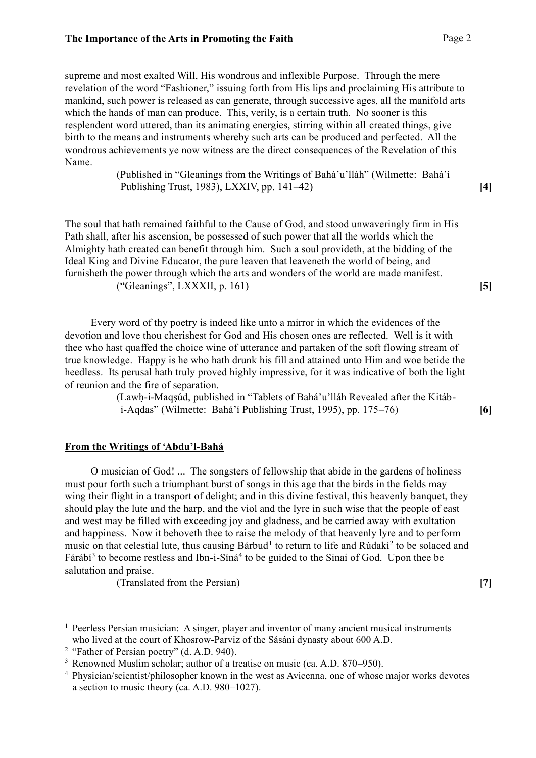supreme and most exalted Will, His wondrous and inflexible Purpose. Through the mere revelation of the word "Fashioner," issuing forth from His lips and proclaiming His attribute to mankind, such power is released as can generate, through successive ages, all the manifold arts which the hands of man can produce. This, verily, is a certain truth. No sooner is this resplendent word uttered, than its animating energies, stirring within all created things, give birth to the means and instruments whereby such arts can be produced and perfected. All the wondrous achievements ye now witness are the direct consequences of the Revelation of this Name.

(Published in "Gleanings from the Writings of Bahá'u'lláh" (Wilmette: Bahá'í Publishing Trust, 1983), LXXIV, pp. 141–42) **[4]**

The soul that hath remained faithful to the Cause of God, and stood unwaveringly firm in His Path shall, after his ascension, be possessed of such power that all the worlds which the Almighty hath created can benefit through him. Such a soul provideth, at the bidding of the Ideal King and Divine Educator, the pure leaven that leaveneth the world of being, and furnisheth the power through which the arts and wonders of the world are made manifest.

("Gleanings", LXXXII, p. 161) **[5]**

Every word of thy poetry is indeed like unto a mirror in which the evidences of the devotion and love thou cherishest for God and His chosen ones are reflected. Well is it with thee who hast quaffed the choice wine of utterance and partaken of the soft flowing stream of true knowledge. Happy is he who hath drunk his fill and attained unto Him and woe betide the heedless. Its perusal hath truly proved highly impressive, for it was indicative of both the light of reunion and the fire of separation.

(Lawḥ-i-Maqṣúd, published in "Tablets of Bahá'u'lláh Revealed after the Kitáb-i-Aqdas" (Wilmette: Bahá'í Publishing Trust, 1995), pp. 175–76) **[6]**

## From the Writings of 'Abdu'l-Bahá

O musician of God! ... The songsters of fellowship that abide in the gardens of holiness must pour forth such a triumphant burst of songs in this age that the birds in the fields may wing their flight in a transport of delight; and in this divine festival, this heavenly banquet, they should play the lute and the harp, and the viol and the lyre in such wise that the people of east and west may be filled with exceeding joy and gladness, and be carried away with exultation and happiness. Now it behoveth thee to raise the melody of that heavenly lyre and to perform music on that celestial lute, thus causing Bárbud[1] to return to life and Rúdakí[2] to be solaced and Fárábí[3] to become restless and Ibn-i-Síná[4] to be guided to the Sinai of God. Upon thee be salutation and praise.

(Translated from the Persian) **[7]**

---

[1] Peerless Persian musician: A singer, player and inventor of many ancient musical instruments who lived at the court of Khosrow-Parviz of the Sásání dynasty about 600 A.D.

[2] "Father of Persian poetry" (d. A.D. 940).

[3] Renowned Muslim scholar; author of a treatise on music (ca. A.D. 870–950).

[4] Physician/scientist/philosopher known in the west as Avicenna, one of whose major works devotes a section to music theory (ca. A.D. 980–1027).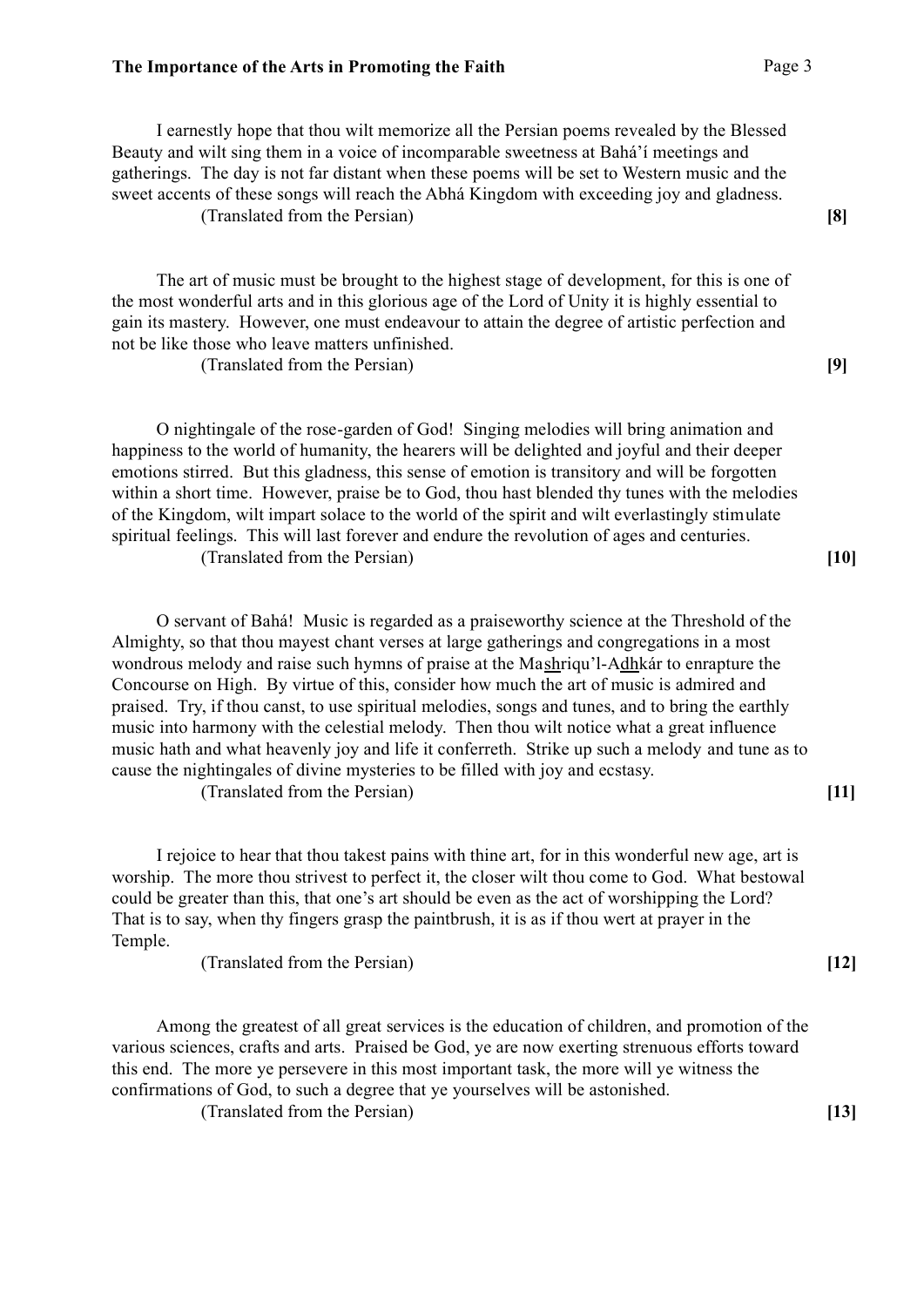I earnestly hope that thou wilt memorize all the Persian poems revealed by the Blessed Beauty and wilt sing them in a voice of incomparable sweetness at Bahá'í meetings and gatherings. The day is not far distant when these poems will be set to Western music and the sweet accents of these songs will reach the Abhá Kingdom with exceeding joy and gladness.

(Translated from the Persian) **[8]**

The art of music must be brought to the highest stage of development, for this is one of the most wonderful arts and in this glorious age of the Lord of Unity it is highly essential to gain its mastery. However, one must endeavour to attain the degree of artistic perfection and not be like those who leave matters unfinished.

(Translated from the Persian) **[9]**

O nightingale of the rose-garden of God! Singing melodies will bring animation and happiness to the world of humanity, the hearers will be delighted and joyful and their deeper emotions stirred. But this gladness, this sense of emotion is transitory and will be forgotten within a short time. However, praise be to God, thou hast blended thy tunes with the melodies of the Kingdom, wilt impart solace to the world of the spirit and wilt everlastingly stimulate spiritual feelings. This will last forever and endure the revolution of ages and centuries.

(Translated from the Persian) **[10]**

O servant of Bahá! Music is regarded as a praiseworthy science at the Threshold of the Almighty, so that thou mayest chant verses at large gatherings and congregations in a most wondrous melody and raise such hymns of praise at the Mashriqu'l-Adhkár to enrapture the Concourse on High. By virtue of this, consider how much the art of music is admired and praised. Try, if thou canst, to use spiritual melodies, songs and tunes, and to bring the earthly music into harmony with the celestial melody. Then thou wilt notice what a great influence music hath and what heavenly joy and life it conferreth. Strike up such a melody and tune as to cause the nightingales of divine mysteries to be filled with joy and ecstasy.

(Translated from the Persian) **[11]**

I rejoice to hear that thou takest pains with thine art, for in this wonderful new age, art is worship. The more thou strivest to perfect it, the closer wilt thou come to God. What bestowal could be greater than this, that one's art should be even as the act of worshipping the Lord? That is to say, when thy fingers grasp the paintbrush, it is as if thou wert at prayer in the Temple.

(Translated from the Persian) **[12]**

Among the greatest of all great services is the education of children, and promotion of the various sciences, crafts and arts. Praised be God, ye are now exerting strenuous efforts toward this end. The more ye persevere in this most important task, the more will ye witness the confirmations of God, to such a degree that ye yourselves will be astonished.

(Translated from the Persian) **[13]**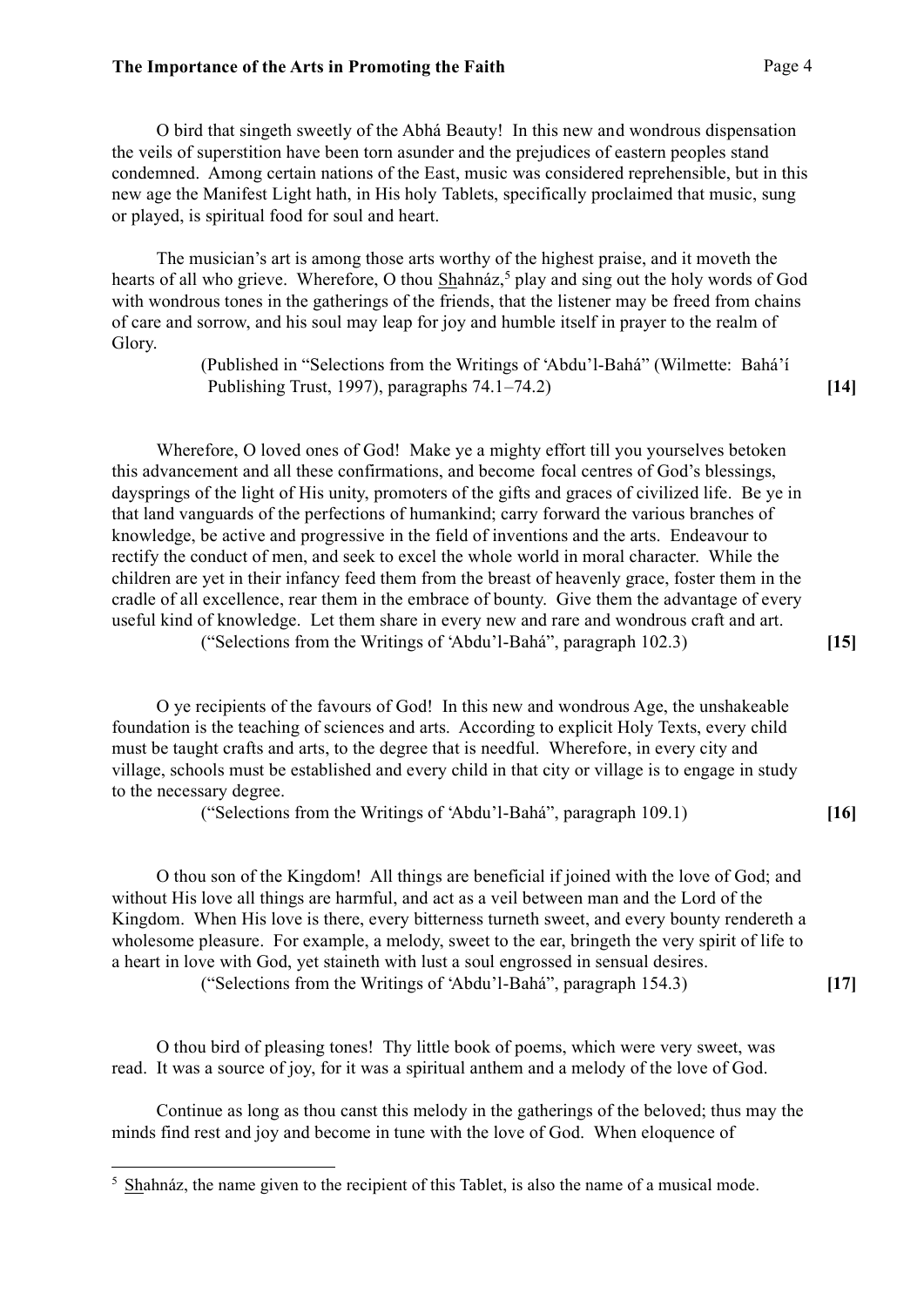O bird that singeth sweetly of the Abhá Beauty! In this new and wondrous dispensation the veils of superstition have been torn asunder and the prejudices of eastern peoples stand condemned. Among certain nations of the East, music was considered reprehensible, but in this new age the Manifest Light hath, in His holy Tablets, specifically proclaimed that music, sung or played, is spiritual food for soul and heart.

The musician's art is among those arts worthy of the highest praise, and it moveth the hearts of all who grieve. Wherefore, O thou Shahnáz,[5] play and sing out the holy words of God with wondrous tones in the gatherings of the friends, that the listener may be freed from chains of care and sorrow, and his soul may leap for joy and humble itself in prayer to the realm of Glory.

(Published in "Selections from the Writings of 'Abdu'l-Bahá" (Wilmette: Bahá'í Publishing Trust, 1997), paragraphs 74.1–74.2) **[14]**

Wherefore, O loved ones of God! Make ye a mighty effort till you yourselves betoken this advancement and all these confirmations, and become focal centres of God's blessings, daysprings of the light of His unity, promoters of the gifts and graces of civilized life. Be ye in that land vanguards of the perfections of humankind; carry forward the various branches of knowledge, be active and progressive in the field of inventions and the arts. Endeavour to rectify the conduct of men, and seek to excel the whole world in moral character. While the children are yet in their infancy feed them from the breast of heavenly grace, foster them in the cradle of all excellence, rear them in the embrace of bounty. Give them the advantage of every useful kind of knowledge. Let them share in every new and rare and wondrous craft and art.

("Selections from the Writings of 'Abdu'l-Bahá", paragraph 102.3) **[15]**

O ye recipients of the favours of God! In this new and wondrous Age, the unshakeable foundation is the teaching of sciences and arts. According to explicit Holy Texts, every child must be taught crafts and arts, to the degree that is needful. Wherefore, in every city and village, schools must be established and every child in that city or village is to engage in study to the necessary degree.

("Selections from the Writings of 'Abdu'l-Bahá", paragraph 109.1) **[16]**

O thou son of the Kingdom! All things are beneficial if joined with the love of God; and without His love all things are harmful, and act as a veil between man and the Lord of the Kingdom. When His love is there, every bitterness turneth sweet, and every bounty rendereth a wholesome pleasure. For example, a melody, sweet to the ear, bringeth the very spirit of life to a heart in love with God, yet staineth with lust a soul engrossed in sensual desires.

("Selections from the Writings of 'Abdu'l-Bahá", paragraph 154.3) **[17]**

O thou bird of pleasing tones! Thy little book of poems, which were very sweet, was read. It was a source of joy, for it was a spiritual anthem and a melody of the love of God.

Continue as long as thou canst this melody in the gatherings of the beloved; thus may the minds find rest and joy and become in tune with the love of God. When eloquence of

---

[5] Shahnáz, the name given to the recipient of this Tablet, is also the name of a musical mode.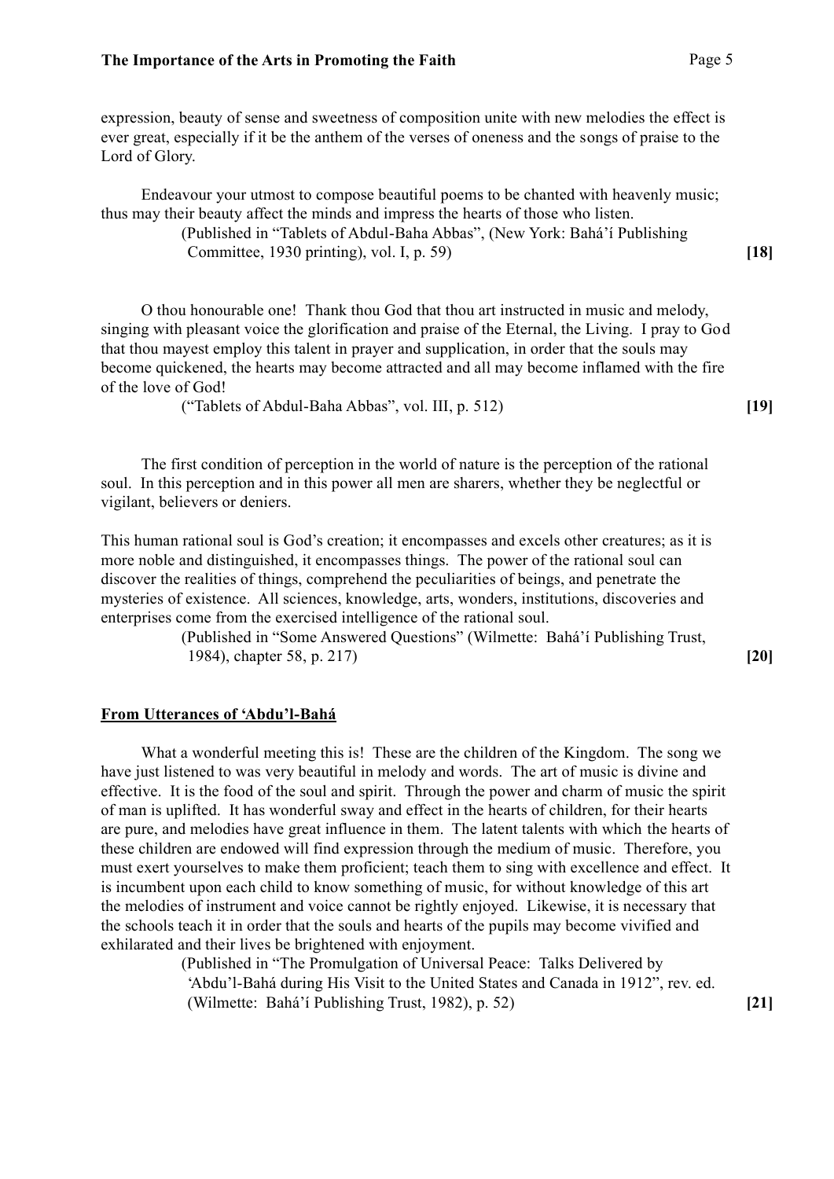expression, beauty of sense and sweetness of composition unite with new melodies the effect is ever great, especially if it be the anthem of the verses of oneness and the songs of praise to the Lord of Glory.

Endeavour your utmost to compose beautiful poems to be chanted with heavenly music; thus may their beauty affect the minds and impress the hearts of those who listen.

(Published in "Tablets of Abdul-Baha Abbas", (New York: Bahá'í Publishing Committee, 1930 printing), vol. I, p. 59) **[18]**

O thou honourable one! Thank thou God that thou art instructed in music and melody, singing with pleasant voice the glorification and praise of the Eternal, the Living. I pray to God that thou mayest employ this talent in prayer and supplication, in order that the souls may become quickened, the hearts may become attracted and all may become inflamed with the fire of the love of God!

("Tablets of Abdul-Baha Abbas", vol. III, p. 512) **[19]**

The first condition of perception in the world of nature is the perception of the rational soul. In this perception and in this power all men are sharers, whether they be neglectful or vigilant, believers or deniers.

This human rational soul is God's creation; it encompasses and excels other creatures; as it is more noble and distinguished, it encompasses things. The power of the rational soul can discover the realities of things, comprehend the peculiarities of beings, and penetrate the mysteries of existence. All sciences, knowledge, arts, wonders, institutions, discoveries and enterprises come from the exercised intelligence of the rational soul.

(Published in "Some Answered Questions" (Wilmette: Bahá'í Publishing Trust, 1984), chapter 58, p. 217) **[20]**

## From Utterances of 'Abdu'l-Bahá

What a wonderful meeting this is! These are the children of the Kingdom. The song we have just listened to was very beautiful in melody and words. The art of music is divine and effective. It is the food of the soul and spirit. Through the power and charm of music the spirit of man is uplifted. It has wonderful sway and effect in the hearts of children, for their hearts are pure, and melodies have great influence in them. The latent talents with which the hearts of these children are endowed will find expression through the medium of music. Therefore, you must exert yourselves to make them proficient; teach them to sing with excellence and effect. It is incumbent upon each child to know something of music, for without knowledge of this art the melodies of instrument and voice cannot be rightly enjoyed. Likewise, it is necessary that the schools teach it in order that the souls and hearts of the pupils may become vivified and exhilarated and their lives be brightened with enjoyment.

(Published in "The Promulgation of Universal Peace: Talks Delivered by 'Abdu'l-Bahá during His Visit to the United States and Canada in 1912", rev. ed. (Wilmette: Bahá'í Publishing Trust, 1982), p. 52) **[21]**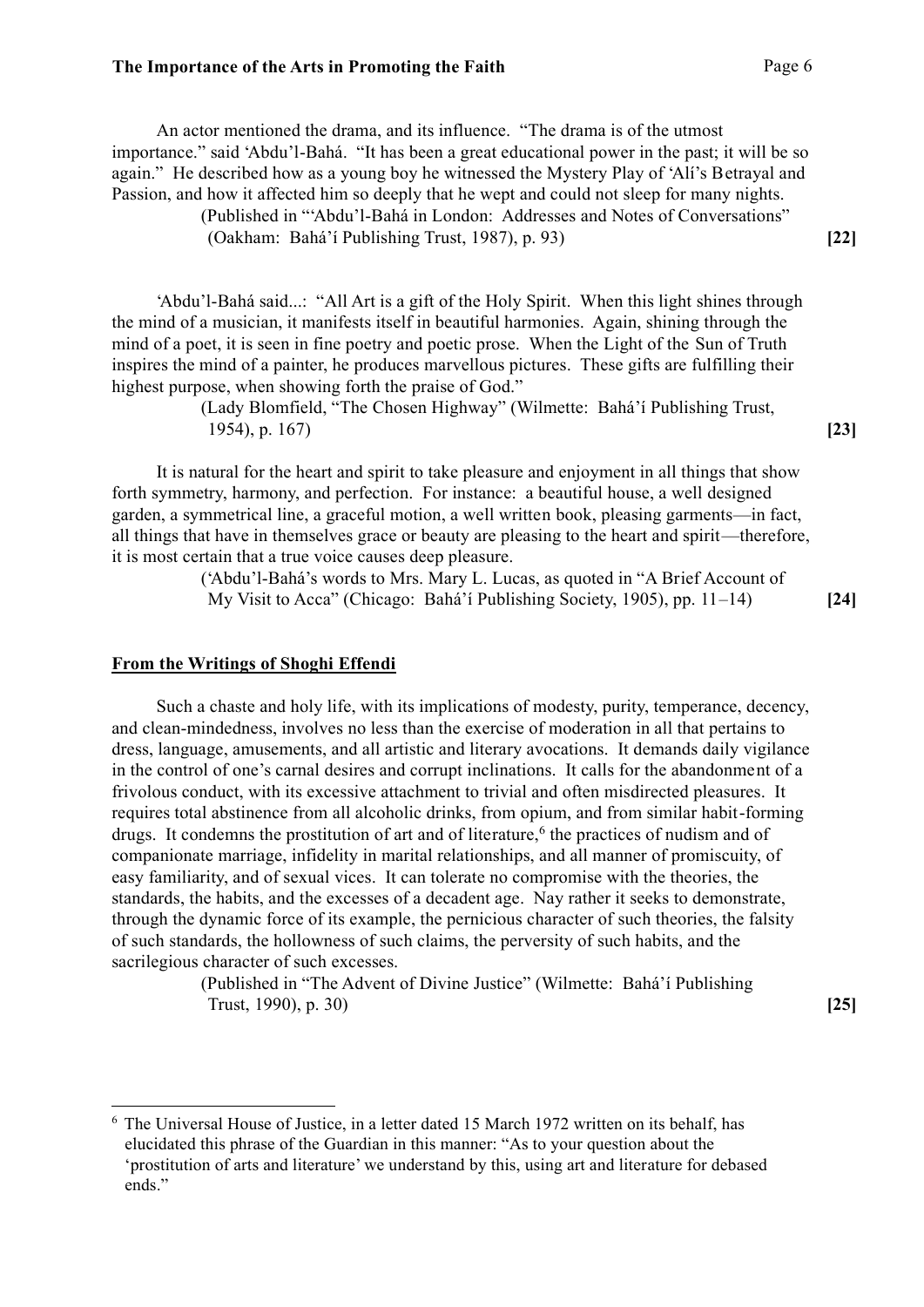An actor mentioned the drama, and its influence. "The drama is of the utmost importance." said 'Abdu'l-Bahá. "It has been a great educational power in the past; it will be so again." He described how as a young boy he witnessed the Mystery Play of 'Alí's Betrayal and Passion, and how it affected him so deeply that he wept and could not sleep for many nights.

(Published in "'Abdu'l-Bahá in London: Addresses and Notes of Conversations" (Oakham: Bahá'í Publishing Trust, 1987), p. 93) **[22]**

'Abdu'l-Bahá said...: "All Art is a gift of the Holy Spirit. When this light shines through the mind of a musician, it manifests itself in beautiful harmonies. Again, shining through the mind of a poet, it is seen in fine poetry and poetic prose. When the Light of the Sun of Truth inspires the mind of a painter, he produces marvellous pictures. These gifts are fulfilling their highest purpose, when showing forth the praise of God."

(Lady Blomfield, "The Chosen Highway" (Wilmette: Bahá'í Publishing Trust, 1954), p. 167) **[23]**

It is natural for the heart and spirit to take pleasure and enjoyment in all things that show forth symmetry, harmony, and perfection. For instance: a beautiful house, a well designed garden, a symmetrical line, a graceful motion, a well written book, pleasing garments—in fact, all things that have in themselves grace or beauty are pleasing to the heart and spirit—therefore, it is most certain that a true voice causes deep pleasure.

('Abdu'l-Bahá's words to Mrs. Mary L. Lucas, as quoted in "A Brief Account of My Visit to Acca" (Chicago: Bahá'í Publishing Society, 1905), pp. 11–14) **[24]**

## From the Writings of Shoghi Effendi

Such a chaste and holy life, with its implications of modesty, purity, temperance, decency, and clean-mindedness, involves no less than the exercise of moderation in all that pertains to dress, language, amusements, and all artistic and literary avocations. It demands daily vigilance in the control of one's carnal desires and corrupt inclinations. It calls for the abandonment of a frivolous conduct, with its excessive attachment to trivial and often misdirected pleasures. It requires total abstinence from all alcoholic drinks, from opium, and from similar habit-forming drugs. It condemns the prostitution of art and of literature,[6] the practices of nudism and of companionate marriage, infidelity in marital relationships, and all manner of promiscuity, of easy familiarity, and of sexual vices. It can tolerate no compromise with the theories, the standards, the habits, and the excesses of a decadent age. Nay rather it seeks to demonstrate, through the dynamic force of its example, the pernicious character of such theories, the falsity of such standards, the hollowness of such claims, the perversity of such habits, and the sacrilegious character of such excesses.

(Published in "The Advent of Divine Justice" (Wilmette: Bahá'í Publishing Trust, 1990), p. 30) **[25]**

---

[6] The Universal House of Justice, in a letter dated 15 March 1972 written on its behalf, has elucidated this phrase of the Guardian in this manner: "As to your question about the 'prostitution of arts and literature' we understand by this, using art and literature for debased ends."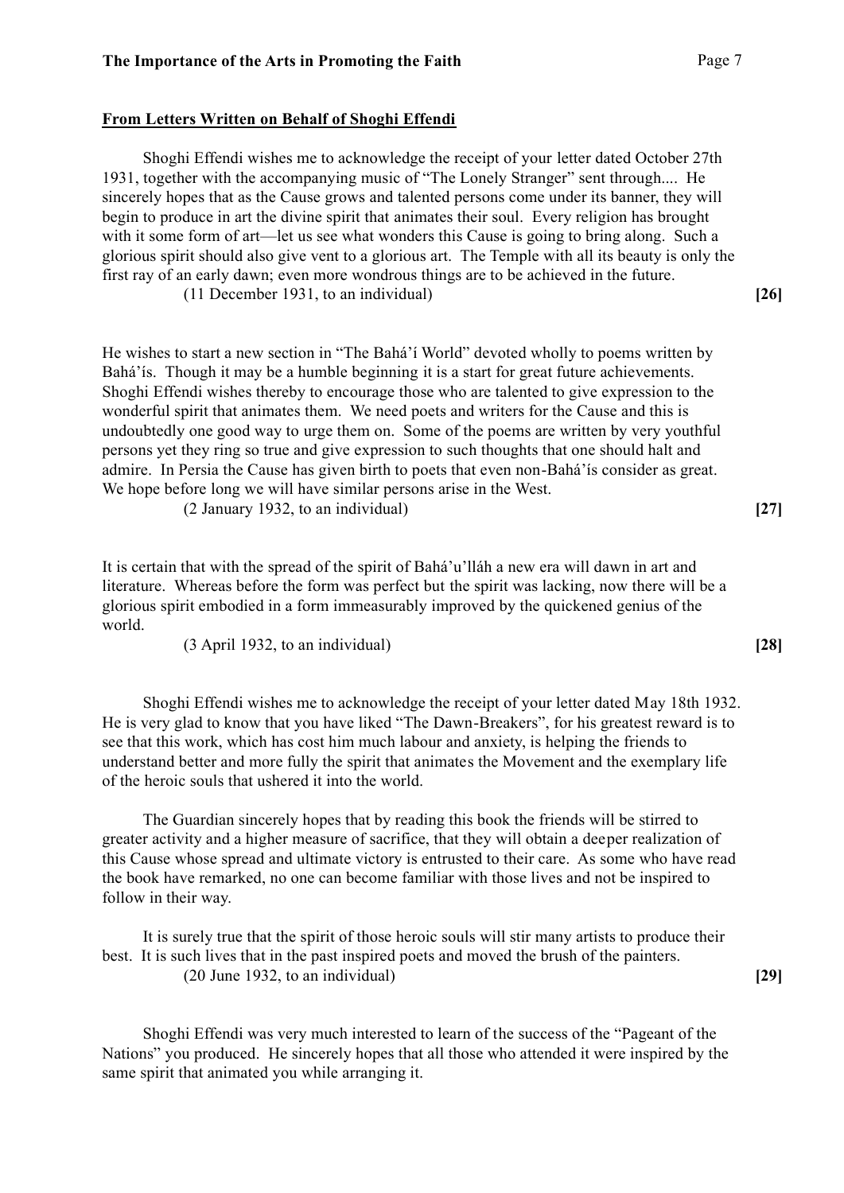**<u>From Letters Written on Behalf of Shoghi Effendi</u>**

Shoghi Effendi wishes me to acknowledge the receipt of your letter dated October 27th 1931, together with the accompanying music of "The Lonely Stranger" sent through.... He sincerely hopes that as the Cause grows and talented persons come under its banner, they will begin to produce in art the divine spirit that animates their soul. Every religion has brought with it some form of art—let us see what wonders this Cause is going to bring along. Such a glorious spirit should also give vent to a glorious art. The Temple with all its beauty is only the first ray of an early dawn; even more wondrous things are to be achieved in the future.

(11 December 1931, to an individual) **[26]**

He wishes to start a new section in "The Bahá'í World" devoted wholly to poems written by Bahá'ís. Though it may be a humble beginning it is a start for great future achievements. Shoghi Effendi wishes thereby to encourage those who are talented to give expression to the wonderful spirit that animates them. We need poets and writers for the Cause and this is undoubtedly one good way to urge them on. Some of the poems are written by very youthful persons yet they ring so true and give expression to such thoughts that one should halt and admire. In Persia the Cause has given birth to poets that even non-Bahá'ís consider as great. We hope before long we will have similar persons arise in the West.

(2 January 1932, to an individual) **[27]**

It is certain that with the spread of the spirit of Bahá'u'lláh a new era will dawn in art and literature. Whereas before the form was perfect but the spirit was lacking, now there will be a glorious spirit embodied in a form immeasurably improved by the quickened genius of the world.

(3 April 1932, to an individual) **[28]**

Shoghi Effendi wishes me to acknowledge the receipt of your letter dated May 18th 1932. He is very glad to know that you have liked "The Dawn-Breakers", for his greatest reward is to see that this work, which has cost him much labour and anxiety, is helping the friends to understand better and more fully the spirit that animates the Movement and the exemplary life of the heroic souls that ushered it into the world.

The Guardian sincerely hopes that by reading this book the friends will be stirred to greater activity and a higher measure of sacrifice, that they will obtain a deeper realization of this Cause whose spread and ultimate victory is entrusted to their care. As some who have read the book have remarked, no one can become familiar with those lives and not be inspired to follow in their way.

It is surely true that the spirit of those heroic souls will stir many artists to produce their best. It is such lives that in the past inspired poets and moved the brush of the painters.

(20 June 1932, to an individual) **[29]**

Shoghi Effendi was very much interested to learn of the success of the "Pageant of the Nations" you produced. He sincerely hopes that all those who attended it were inspired by the same spirit that animated you while arranging it.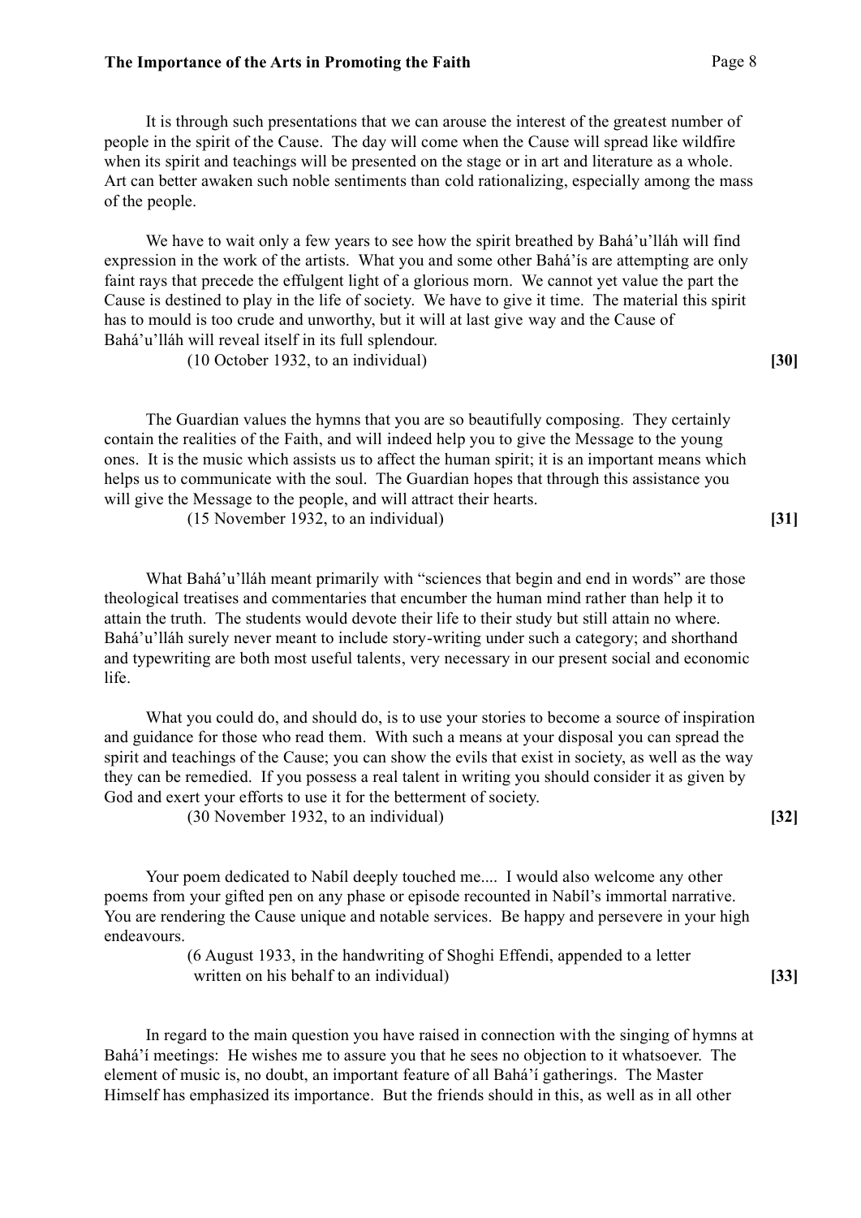It is through such presentations that we can arouse the interest of the greatest number of people in the spirit of the Cause. The day will come when the Cause will spread like wildfire when its spirit and teachings will be presented on the stage or in art and literature as a whole. Art can better awaken such noble sentiments than cold rationalizing, especially among the mass of the people.

We have to wait only a few years to see how the spirit breathed by Bahá'u'lláh will find expression in the work of the artists. What you and some other Bahá'ís are attempting are only faint rays that precede the effulgent light of a glorious morn. We cannot yet value the part the Cause is destined to play in the life of society. We have to give it time. The material this spirit has to mould is too crude and unworthy, but it will at last give way and the Cause of Bahá'u'lláh will reveal itself in its full splendour.

(10 October 1932, to an individual) **[30]**

The Guardian values the hymns that you are so beautifully composing. They certainly contain the realities of the Faith, and will indeed help you to give the Message to the young ones. It is the music which assists us to affect the human spirit; it is an important means which helps us to communicate with the soul. The Guardian hopes that through this assistance you will give the Message to the people, and will attract their hearts.

(15 November 1932, to an individual) **[31]**

What Bahá'u'lláh meant primarily with "sciences that begin and end in words" are those theological treatises and commentaries that encumber the human mind rather than help it to attain the truth. The students would devote their life to their study but still attain no where. Bahá'u'lláh surely never meant to include story-writing under such a category; and shorthand and typewriting are both most useful talents, very necessary in our present social and economic life.

What you could do, and should do, is to use your stories to become a source of inspiration and guidance for those who read them. With such a means at your disposal you can spread the spirit and teachings of the Cause; you can show the evils that exist in society, as well as the way they can be remedied. If you possess a real talent in writing you should consider it as given by God and exert your efforts to use it for the betterment of society.

(30 November 1932, to an individual) **[32]**

Your poem dedicated to Nabíl deeply touched me.... I would also welcome any other poems from your gifted pen on any phase or episode recounted in Nabíl's immortal narrative. You are rendering the Cause unique and notable services. Be happy and persevere in your high endeavours.

(6 August 1933, in the handwriting of Shoghi Effendi, appended to a letter written on his behalf to an individual) **[33]**

In regard to the main question you have raised in connection with the singing of hymns at Bahá'í meetings: He wishes me to assure you that he sees no objection to it whatsoever. The element of music is, no doubt, an important feature of all Bahá'í gatherings. The Master Himself has emphasized its importance. But the friends should in this, as well as in all other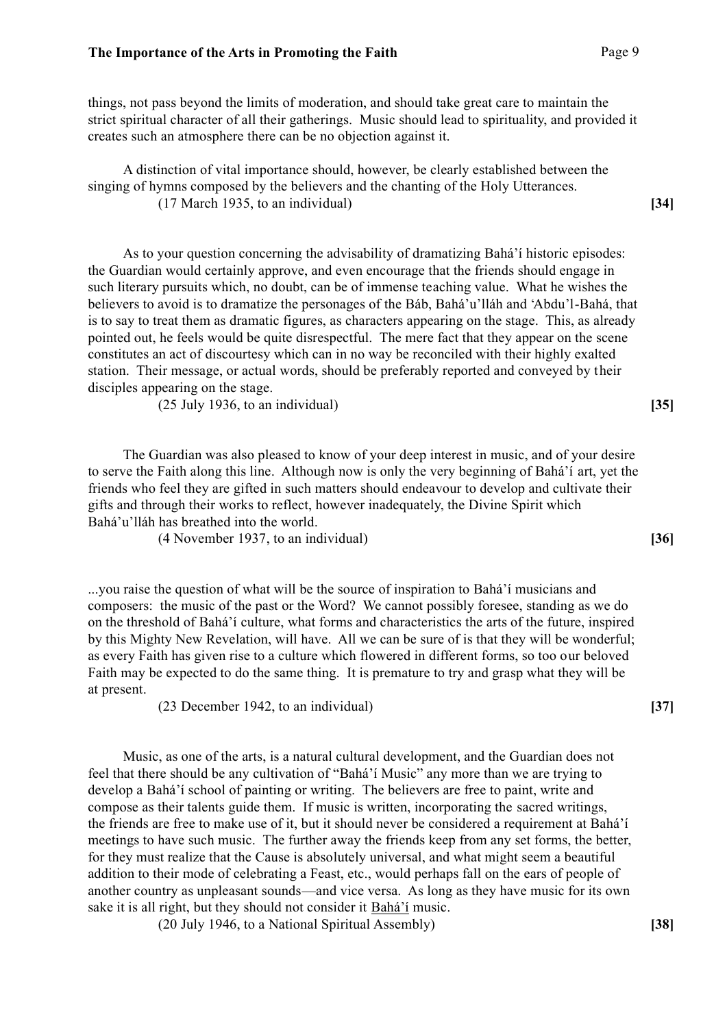things, not pass beyond the limits of moderation, and should take great care to maintain the strict spiritual character of all their gatherings. Music should lead to spirituality, and provided it creates such an atmosphere there can be no objection against it.

A distinction of vital importance should, however, be clearly established between the singing of hymns composed by the believers and the chanting of the Holy Utterances.

(17 March 1935, to an individual) **[34]**

As to your question concerning the advisability of dramatizing Bahá'í historic episodes: the Guardian would certainly approve, and even encourage that the friends should engage in such literary pursuits which, no doubt, can be of immense teaching value. What he wishes the believers to avoid is to dramatize the personages of the Báb, Bahá'u'lláh and 'Abdu'l-Bahá, that is to say to treat them as dramatic figures, as characters appearing on the stage. This, as already pointed out, he feels would be quite disrespectful. The mere fact that they appear on the scene constitutes an act of discourtesy which can in no way be reconciled with their highly exalted station. Their message, or actual words, should be preferably reported and conveyed by their disciples appearing on the stage.

(25 July 1936, to an individual) **[35]**

The Guardian was also pleased to know of your deep interest in music, and of your desire to serve the Faith along this line. Although now is only the very beginning of Bahá'í art, yet the friends who feel they are gifted in such matters should endeavour to develop and cultivate their gifts and through their works to reflect, however inadequately, the Divine Spirit which Bahá'u'lláh has breathed into the world.

(4 November 1937, to an individual) **[36]**

...you raise the question of what will be the source of inspiration to Bahá'í musicians and composers: the music of the past or the Word? We cannot possibly foresee, standing as we do on the threshold of Bahá'í culture, what forms and characteristics the arts of the future, inspired by this Mighty New Revelation, will have. All we can be sure of is that they will be wonderful; as every Faith has given rise to a culture which flowered in different forms, so too our beloved Faith may be expected to do the same thing. It is premature to try and grasp what they will be at present.

(23 December 1942, to an individual) **[37]**

Music, as one of the arts, is a natural cultural development, and the Guardian does not feel that there should be any cultivation of "Bahá'í Music" any more than we are trying to develop a Bahá'í school of painting or writing. The believers are free to paint, write and compose as their talents guide them. If music is written, incorporating the sacred writings, the friends are free to make use of it, but it should never be considered a requirement at Bahá'í meetings to have such music. The further away the friends keep from any set forms, the better, for they must realize that the Cause is absolutely universal, and what might seem a beautiful addition to their mode of celebrating a Feast, etc., would perhaps fall on the ears of people of another country as unpleasant sounds—and vice versa. As long as they have music for its own sake it is all right, but they should not consider it <u>Bahá'í</u> music.

(20 July 1946, to a National Spiritual Assembly) **[38]**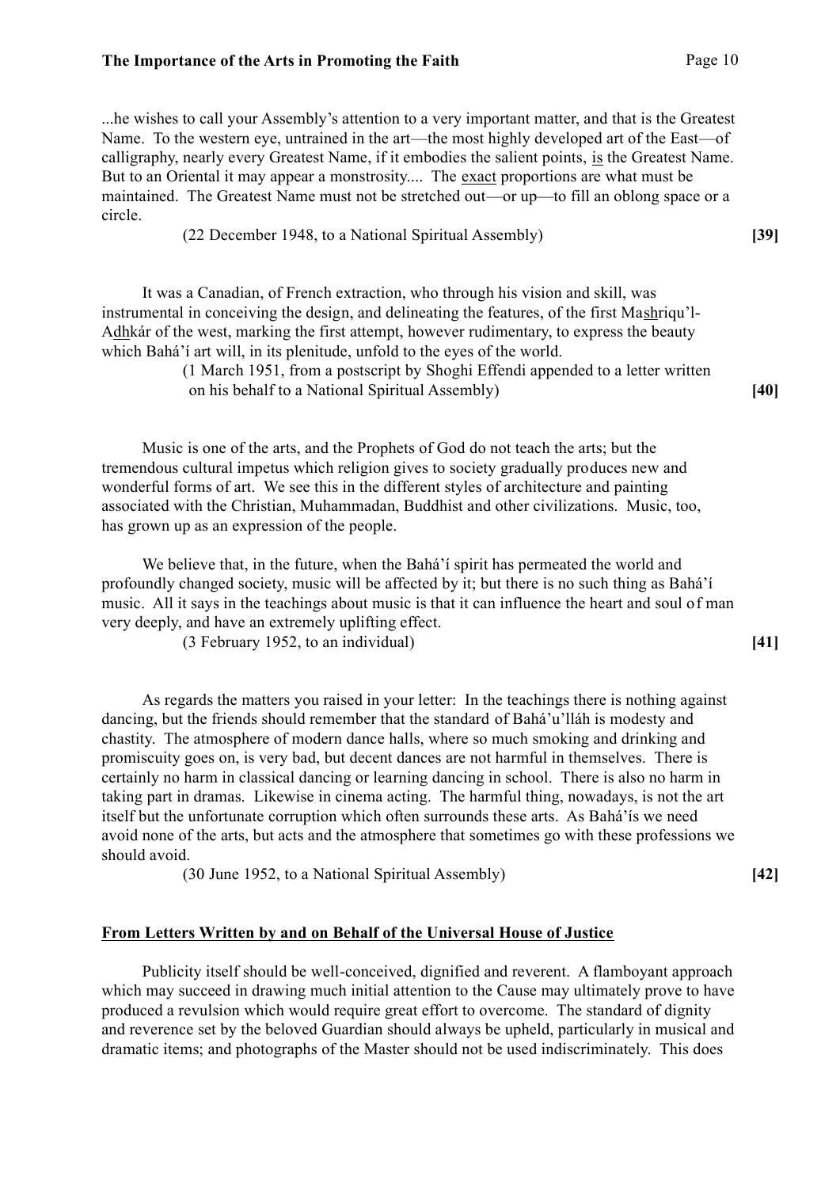...he wishes to call your Assembly's attention to a very important matter, and that is the Greatest Name. To the western eye, untrained in the art—the most highly developed art of the East—of calligraphy, nearly every Greatest Name, if it embodies the salient points, <u>is</u> the Greatest Name. But to an Oriental it may appear a monstrosity.... The <u>exact</u> proportions are what must be maintained. The Greatest Name must not be stretched out—or up—to fill an oblong space or a circle.

(22 December 1948, to a National Spiritual Assembly) **[39]**

It was a Canadian, of French extraction, who through his vision and skill, was instrumental in conceiving the design, and delineating the features, of the first Ma<u>sh</u>riqu'l-A<u>dh</u>kár of the west, marking the first attempt, however rudimentary, to express the beauty which Bahá'í art will, in its plenitude, unfold to the eyes of the world.

(1 March 1951, from a postscript by Shoghi Effendi appended to a letter written on his behalf to a National Spiritual Assembly) **[40]**

Music is one of the arts, and the Prophets of God do not teach the arts; but the tremendous cultural impetus which religion gives to society gradually produces new and wonderful forms of art. We see this in the different styles of architecture and painting associated with the Christian, Muhammadan, Buddhist and other civilizations. Music, too, has grown up as an expression of the people.

We believe that, in the future, when the Bahá'í spirit has permeated the world and profoundly changed society, music will be affected by it; but there is no such thing as Bahá'í music. All it says in the teachings about music is that it can influence the heart and soul of man very deeply, and have an extremely uplifting effect.

(3 February 1952, to an individual) **[41]**

As regards the matters you raised in your letter: In the teachings there is nothing against dancing, but the friends should remember that the standard of Bahá'u'lláh is modesty and chastity. The atmosphere of modern dance halls, where so much smoking and drinking and promiscuity goes on, is very bad, but decent dances are not harmful in themselves. There is certainly no harm in classical dancing or learning dancing in school. There is also no harm in taking part in dramas. Likewise in cinema acting. The harmful thing, nowadays, is not the art itself but the unfortunate corruption which often surrounds these arts. As Bahá'ís we need avoid none of the arts, but acts and the atmosphere that sometimes go with these professions we should avoid.

(30 June 1952, to a National Spiritual Assembly) **[42]**

## <u>From Letters Written by and on Behalf of the Universal House of Justice</u>

Publicity itself should be well-conceived, dignified and reverent. A flamboyant approach which may succeed in drawing much initial attention to the Cause may ultimately prove to have produced a revulsion which would require great effort to overcome. The standard of dignity and reverence set by the beloved Guardian should always be upheld, particularly in musical and dramatic items; and photographs of the Master should not be used indiscriminately. This does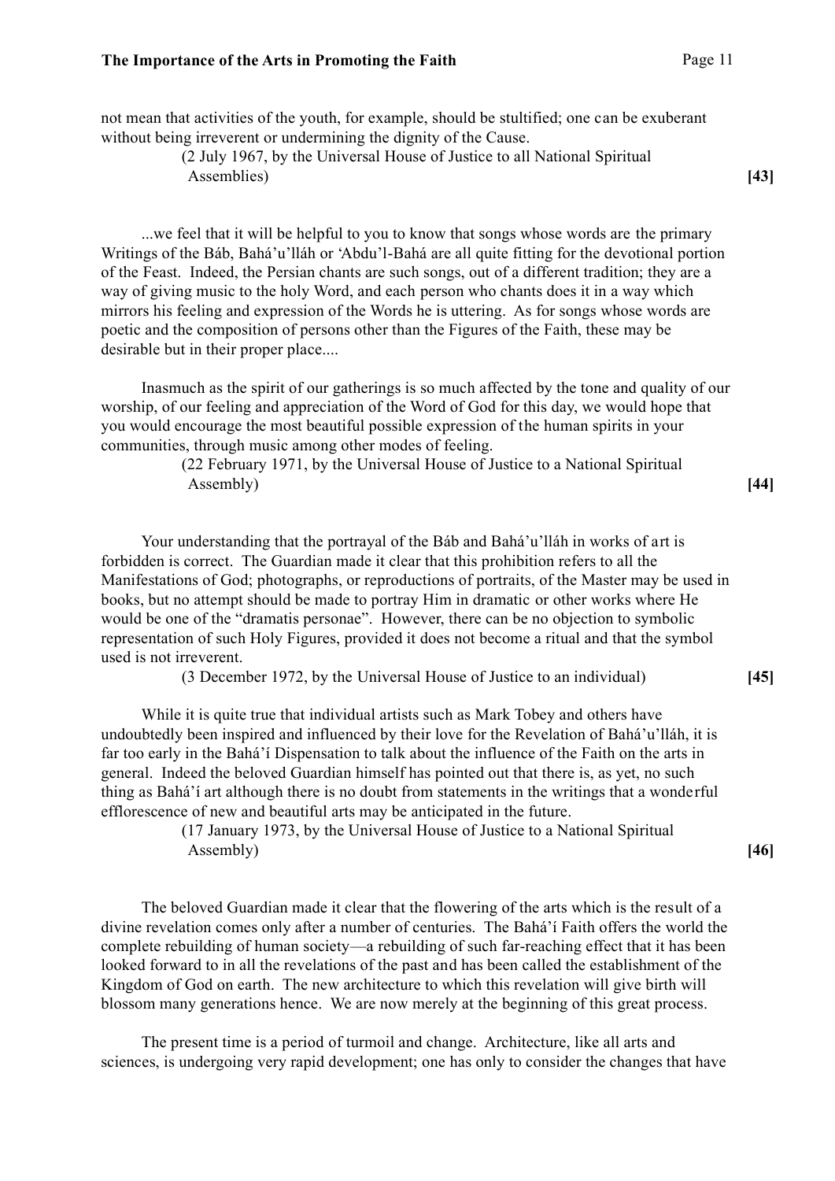not mean that activities of the youth, for example, should be stultified; one can be exuberant without being irreverent or undermining the dignity of the Cause.

(2 July 1967, by the Universal House of Justice to all National Spiritual Assemblies) **[43]**

...we feel that it will be helpful to you to know that songs whose words are the primary Writings of the Báb, Bahá'u'lláh or 'Abdu'l-Bahá are all quite fitting for the devotional portion of the Feast. Indeed, the Persian chants are such songs, out of a different tradition; they are a way of giving music to the holy Word, and each person who chants does it in a way which mirrors his feeling and expression of the Words he is uttering. As for songs whose words are poetic and the composition of persons other than the Figures of the Faith, these may be desirable but in their proper place....

Inasmuch as the spirit of our gatherings is so much affected by the tone and quality of our worship, of our feeling and appreciation of the Word of God for this day, we would hope that you would encourage the most beautiful possible expression of the human spirits in your communities, through music among other modes of feeling.

(22 February 1971, by the Universal House of Justice to a National Spiritual Assembly) **[44]**

Your understanding that the portrayal of the Báb and Bahá'u'lláh in works of art is forbidden is correct. The Guardian made it clear that this prohibition refers to all the Manifestations of God; photographs, or reproductions of portraits, of the Master may be used in books, but no attempt should be made to portray Him in dramatic or other works where He would be one of the "dramatis personae". However, there can be no objection to symbolic representation of such Holy Figures, provided it does not become a ritual and that the symbol used is not irreverent.

(3 December 1972, by the Universal House of Justice to an individual) **[45]**

While it is quite true that individual artists such as Mark Tobey and others have undoubtedly been inspired and influenced by their love for the Revelation of Bahá'u'lláh, it is far too early in the Bahá'í Dispensation to talk about the influence of the Faith on the arts in general. Indeed the beloved Guardian himself has pointed out that there is, as yet, no such thing as Bahá'í art although there is no doubt from statements in the writings that a wonderful efflorescence of new and beautiful arts may be anticipated in the future.

(17 January 1973, by the Universal House of Justice to a National Spiritual Assembly) **[46]**

The beloved Guardian made it clear that the flowering of the arts which is the result of a divine revelation comes only after a number of centuries. The Bahá'í Faith offers the world the complete rebuilding of human society—a rebuilding of such far-reaching effect that it has been looked forward to in all the revelations of the past and has been called the establishment of the Kingdom of God on earth. The new architecture to which this revelation will give birth will blossom many generations hence. We are now merely at the beginning of this great process.

The present time is a period of turmoil and change. Architecture, like all arts and sciences, is undergoing very rapid development; one has only to consider the changes that have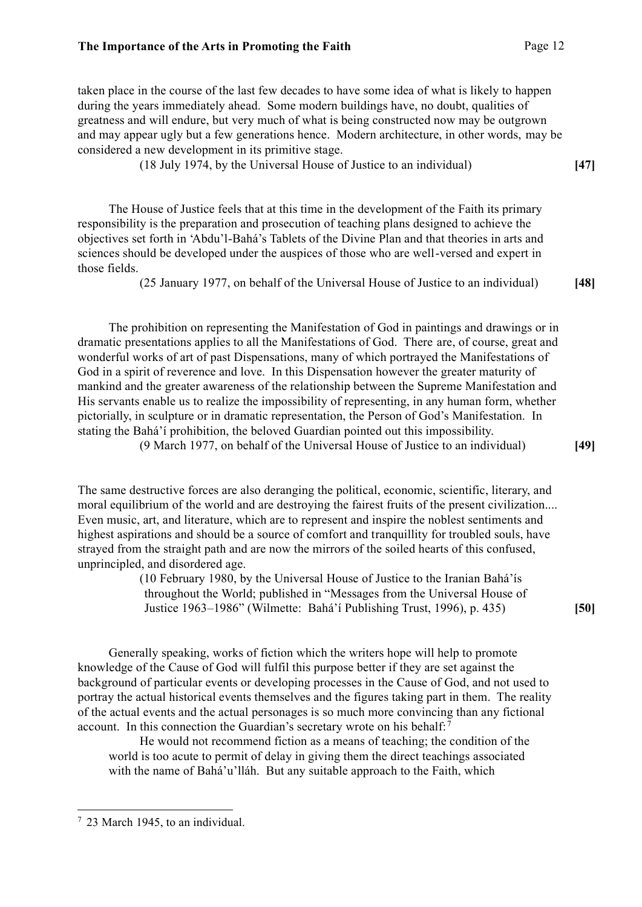taken place in the course of the last few decades to have some idea of what is likely to happen during the years immediately ahead. Some modern buildings have, no doubt, qualities of greatness and will endure, but very much of what is being constructed now may be outgrown and may appear ugly but a few generations hence. Modern architecture, in other words, may be considered a new development in its primitive stage.

(18 July 1974, by the Universal House of Justice to an individual) **[47]**

The House of Justice feels that at this time in the development of the Faith its primary responsibility is the preparation and prosecution of teaching plans designed to achieve the objectives set forth in 'Abdu'l-Bahá's Tablets of the Divine Plan and that theories in arts and sciences should be developed under the auspices of those who are well-versed and expert in those fields.

(25 January 1977, on behalf of the Universal House of Justice to an individual) **[48]**

The prohibition on representing the Manifestation of God in paintings and drawings or in dramatic presentations applies to all the Manifestations of God. There are, of course, great and wonderful works of art of past Dispensations, many of which portrayed the Manifestations of God in a spirit of reverence and love. In this Dispensation however the greater maturity of mankind and the greater awareness of the relationship between the Supreme Manifestation and His servants enable us to realize the impossibility of representing, in any human form, whether pictorially, in sculpture or in dramatic representation, the Person of God's Manifestation. In stating the Bahá'í prohibition, the beloved Guardian pointed out this impossibility.

(9 March 1977, on behalf of the Universal House of Justice to an individual) **[49]**

The same destructive forces are also deranging the political, economic, scientific, literary, and moral equilibrium of the world and are destroying the fairest fruits of the present civilization.... Even music, art, and literature, which are to represent and inspire the noblest sentiments and highest aspirations and should be a source of comfort and tranquillity for troubled souls, have strayed from the straight path and are now the mirrors of the soiled hearts of this confused, unprincipled, and disordered age.

(10 February 1980, by the Universal House of Justice to the Iranian Bahá'ís throughout the World; published in "Messages from the Universal House of Justice 1963–1986" (Wilmette: Bahá'í Publishing Trust, 1996), p. 435) **[50]**

Generally speaking, works of fiction which the writers hope will help to promote knowledge of the Cause of God will fulfil this purpose better if they are set against the background of particular events or developing processes in the Cause of God, and not used to portray the actual historical events themselves and the figures taking part in them. The reality of the actual events and the actual personages is so much more convincing than any fictional account. In this connection the Guardian's secretary wrote on his behalf:[7]

> He would not recommend fiction as a means of teaching; the condition of the world is too acute to permit of delay in giving them the direct teachings associated with the name of Bahá'u'lláh. But any suitable approach to the Faith, which

[7] 23 March 1945, to an individual.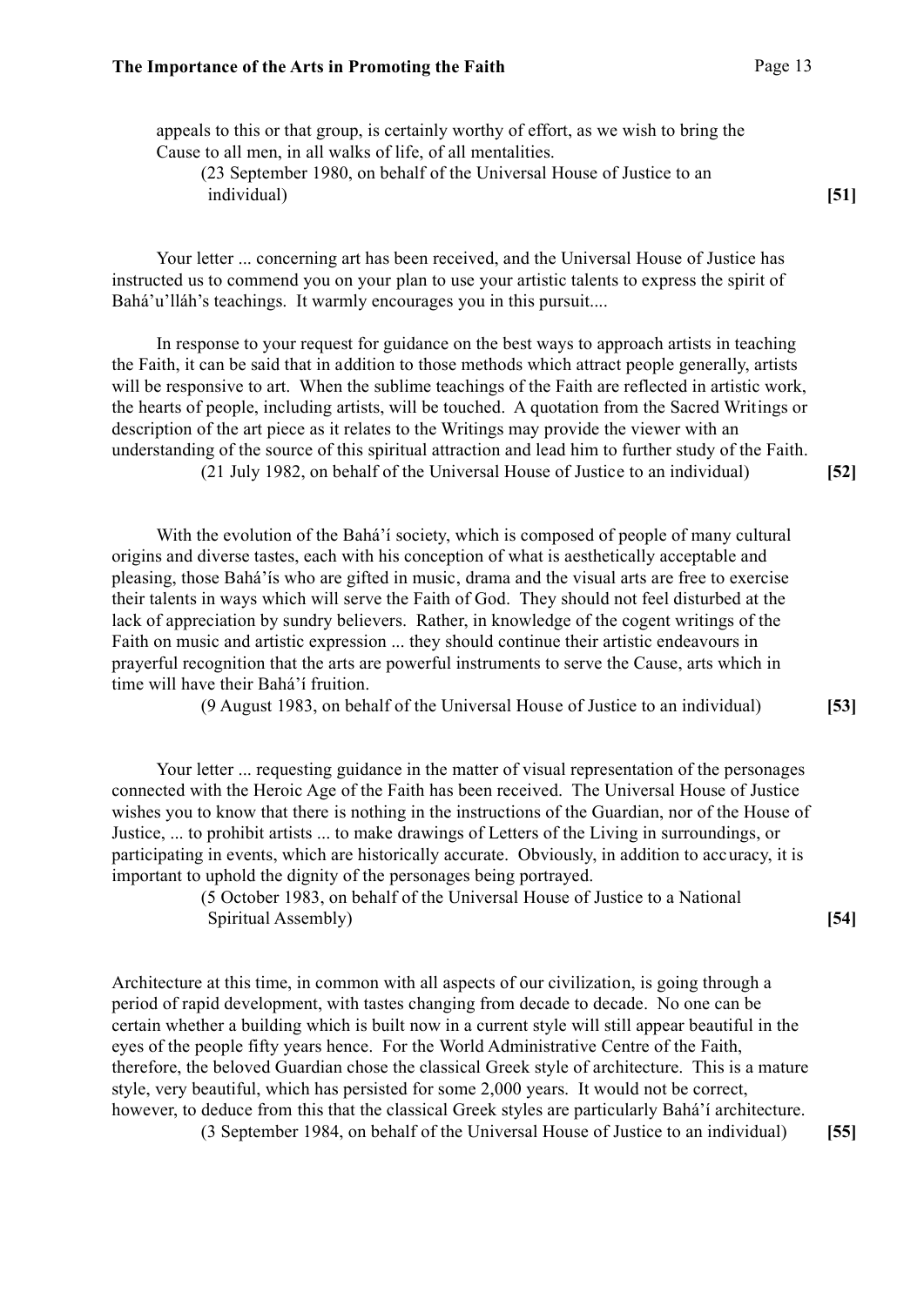appeals to this or that group, is certainly worthy of effort, as we wish to bring the Cause to all men, in all walks of life, of all mentalities.

(23 September 1980, on behalf of the Universal House of Justice to an individual) **[51]**

Your letter ... concerning art has been received, and the Universal House of Justice has instructed us to commend you on your plan to use your artistic talents to express the spirit of Bahá'u'lláh's teachings. It warmly encourages you in this pursuit....

In response to your request for guidance on the best ways to approach artists in teaching the Faith, it can be said that in addition to those methods which attract people generally, artists will be responsive to art. When the sublime teachings of the Faith are reflected in artistic work, the hearts of people, including artists, will be touched. A quotation from the Sacred Writings or description of the art piece as it relates to the Writings may provide the viewer with an understanding of the source of this spiritual attraction and lead him to further study of the Faith.

(21 July 1982, on behalf of the Universal House of Justice to an individual) **[52]**

With the evolution of the Bahá'í society, which is composed of people of many cultural origins and diverse tastes, each with his conception of what is aesthetically acceptable and pleasing, those Bahá'ís who are gifted in music, drama and the visual arts are free to exercise their talents in ways which will serve the Faith of God. They should not feel disturbed at the lack of appreciation by sundry believers. Rather, in knowledge of the cogent writings of the Faith on music and artistic expression ... they should continue their artistic endeavours in prayerful recognition that the arts are powerful instruments to serve the Cause, arts which in time will have their Bahá'í fruition.

(9 August 1983, on behalf of the Universal House of Justice to an individual) **[53]**

Your letter ... requesting guidance in the matter of visual representation of the personages connected with the Heroic Age of the Faith has been received. The Universal House of Justice wishes you to know that there is nothing in the instructions of the Guardian, nor of the House of Justice, ... to prohibit artists ... to make drawings of Letters of the Living in surroundings, or participating in events, which are historically accurate. Obviously, in addition to accuracy, it is important to uphold the dignity of the personages being portrayed.

(5 October 1983, on behalf of the Universal House of Justice to a National Spiritual Assembly) **[54]**

Architecture at this time, in common with all aspects of our civilization, is going through a period of rapid development, with tastes changing from decade to decade. No one can be certain whether a building which is built now in a current style will still appear beautiful in the eyes of the people fifty years hence. For the World Administrative Centre of the Faith, therefore, the beloved Guardian chose the classical Greek style of architecture. This is a mature style, very beautiful, which has persisted for some 2,000 years. It would not be correct, however, to deduce from this that the classical Greek styles are particularly Bahá'í architecture.

(3 September 1984, on behalf of the Universal House of Justice to an individual) **[55]**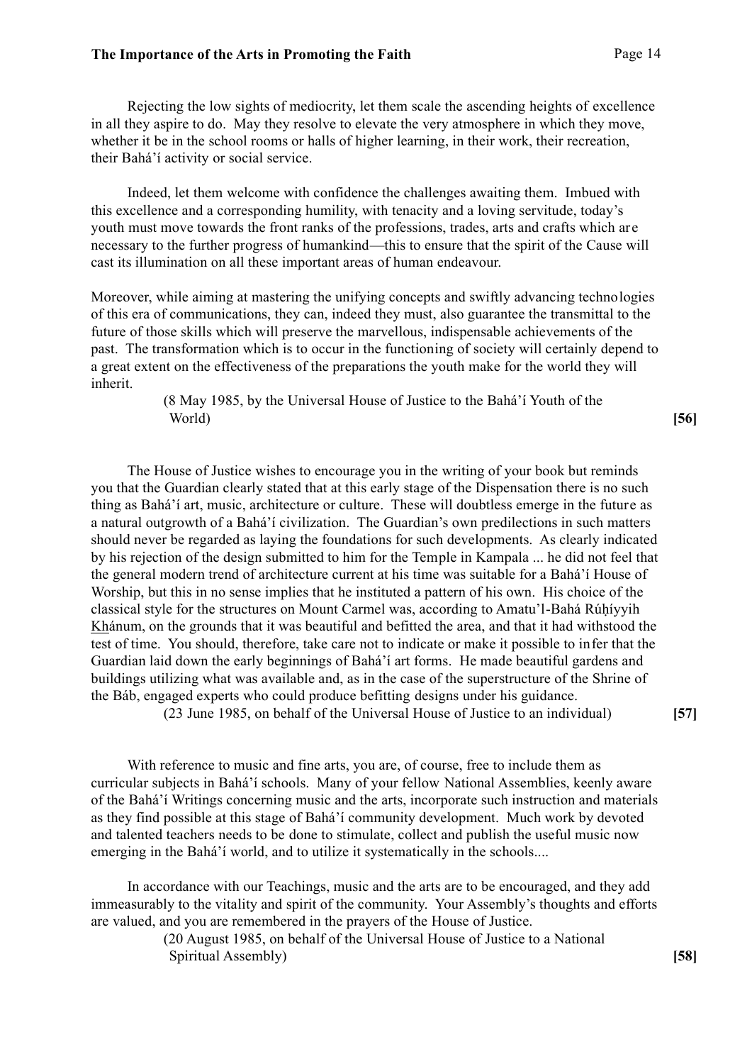Rejecting the low sights of mediocrity, let them scale the ascending heights of excellence in all they aspire to do. May they resolve to elevate the very atmosphere in which they move, whether it be in the school rooms or halls of higher learning, in their work, their recreation, their Bahá'í activity or social service.

Indeed, let them welcome with confidence the challenges awaiting them. Imbued with this excellence and a corresponding humility, with tenacity and a loving servitude, today's youth must move towards the front ranks of the professions, trades, arts and crafts which are necessary to the further progress of humankind—this to ensure that the spirit of the Cause will cast its illumination on all these important areas of human endeavour.

Moreover, while aiming at mastering the unifying concepts and swiftly advancing technologies of this era of communications, they can, indeed they must, also guarantee the transmittal to the future of those skills which will preserve the marvellous, indispensable achievements of the past. The transformation which is to occur in the functioning of society will certainly depend to a great extent on the effectiveness of the preparations the youth make for the world they will inherit.

(8 May 1985, by the Universal House of Justice to the Bahá'í Youth of the World) **[56]**

The House of Justice wishes to encourage you in the writing of your book but reminds you that the Guardian clearly stated that at this early stage of the Dispensation there is no such thing as Bahá'í art, music, architecture or culture. These will doubtless emerge in the future as a natural outgrowth of a Bahá'í civilization. The Guardian's own predilections in such matters should never be regarded as laying the foundations for such developments. As clearly indicated by his rejection of the design submitted to him for the Temple in Kampala ... he did not feel that the general modern trend of architecture current at his time was suitable for a Bahá'í House of Worship, but this in no sense implies that he instituted a pattern of his own. His choice of the classical style for the structures on Mount Carmel was, according to Amatu'l-Bahá Rúḥíyyih Khánum, on the grounds that it was beautiful and befitted the area, and that it had withstood the test of time. You should, therefore, take care not to indicate or make it possible to infer that the Guardian laid down the early beginnings of Bahá'í art forms. He made beautiful gardens and buildings utilizing what was available and, as in the case of the superstructure of the Shrine of the Báb, engaged experts who could produce befitting designs under his guidance.

(23 June 1985, on behalf of the Universal House of Justice to an individual) **[57]**

With reference to music and fine arts, you are, of course, free to include them as curricular subjects in Bahá'í schools. Many of your fellow National Assemblies, keenly aware of the Bahá'í Writings concerning music and the arts, incorporate such instruction and materials as they find possible at this stage of Bahá'í community development. Much work by devoted and talented teachers needs to be done to stimulate, collect and publish the useful music now emerging in the Bahá'í world, and to utilize it systematically in the schools....

In accordance with our Teachings, music and the arts are to be encouraged, and they add immeasurably to the vitality and spirit of the community. Your Assembly's thoughts and efforts are valued, and you are remembered in the prayers of the House of Justice.

(20 August 1985, on behalf of the Universal House of Justice to a National Spiritual Assembly) **[58]**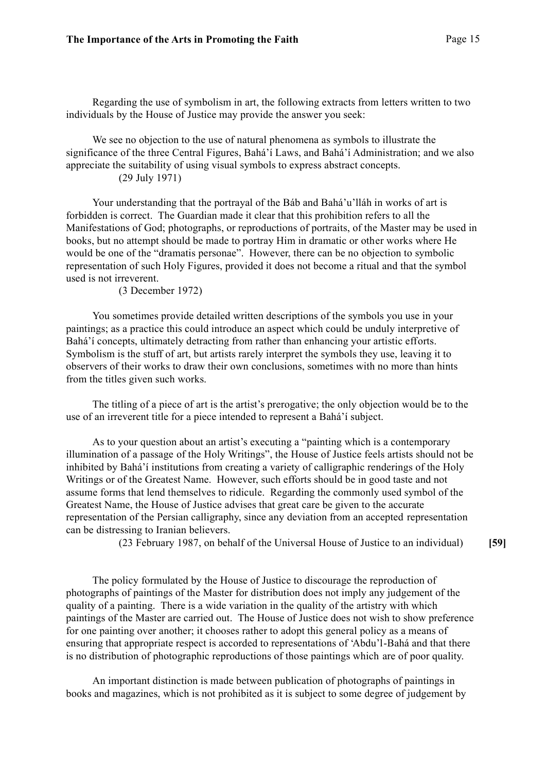Regarding the use of symbolism in art, the following extracts from letters written to two individuals by the House of Justice may provide the answer you seek:

We see no objection to the use of natural phenomena as symbols to illustrate the significance of the three Central Figures, Bahá'í Laws, and Bahá'í Administration; and we also appreciate the suitability of using visual symbols to express abstract concepts.
(29 July 1971)

Your understanding that the portrayal of the Báb and Bahá'u'lláh in works of art is forbidden is correct. The Guardian made it clear that this prohibition refers to all the Manifestations of God; photographs, or reproductions of portraits, of the Master may be used in books, but no attempt should be made to portray Him in dramatic or other works where He would be one of the "dramatis personae". However, there can be no objection to symbolic representation of such Holy Figures, provided it does not become a ritual and that the symbol used is not irreverent.
(3 December 1972)

You sometimes provide detailed written descriptions of the symbols you use in your paintings; as a practice this could introduce an aspect which could be unduly interpretive of Bahá'í concepts, ultimately detracting from rather than enhancing your artistic efforts. Symbolism is the stuff of art, but artists rarely interpret the symbols they use, leaving it to observers of their works to draw their own conclusions, sometimes with no more than hints from the titles given such works.

The titling of a piece of art is the artist's prerogative; the only objection would be to the use of an irreverent title for a piece intended to represent a Bahá'í subject.

As to your question about an artist's executing a "painting which is a contemporary illumination of a passage of the Holy Writings", the House of Justice feels artists should not be inhibited by Bahá'í institutions from creating a variety of calligraphic renderings of the Holy Writings or of the Greatest Name. However, such efforts should be in good taste and not assume forms that lend themselves to ridicule. Regarding the commonly used symbol of the Greatest Name, the House of Justice advises that great care be given to the accurate representation of the Persian calligraphy, since any deviation from an accepted representation can be distressing to Iranian believers.
(23 February 1987, on behalf of the Universal House of Justice to an individual) **[59]**

The policy formulated by the House of Justice to discourage the reproduction of photographs of paintings of the Master for distribution does not imply any judgement of the quality of a painting. There is a wide variation in the quality of the artistry with which paintings of the Master are carried out. The House of Justice does not wish to show preference for one painting over another; it chooses rather to adopt this general policy as a means of ensuring that appropriate respect is accorded to representations of 'Abdu'l-Bahá and that there is no distribution of photographic reproductions of those paintings which are of poor quality.

An important distinction is made between publication of photographs of paintings in books and magazines, which is not prohibited as it is subject to some degree of judgement by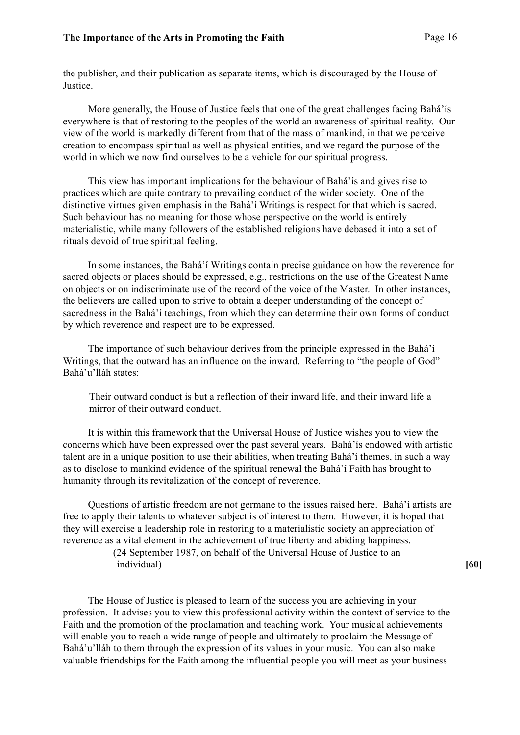the publisher, and their publication as separate items, which is discouraged by the House of Justice.

More generally, the House of Justice feels that one of the great challenges facing Bahá'ís everywhere is that of restoring to the peoples of the world an awareness of spiritual reality. Our view of the world is markedly different from that of the mass of mankind, in that we perceive creation to encompass spiritual as well as physical entities, and we regard the purpose of the world in which we now find ourselves to be a vehicle for our spiritual progress.

This view has important implications for the behaviour of Bahá'ís and gives rise to practices which are quite contrary to prevailing conduct of the wider society. One of the distinctive virtues given emphasis in the Bahá'í Writings is respect for that which is sacred. Such behaviour has no meaning for those whose perspective on the world is entirely materialistic, while many followers of the established religions have debased it into a set of rituals devoid of true spiritual feeling.

In some instances, the Bahá'í Writings contain precise guidance on how the reverence for sacred objects or places should be expressed, e.g., restrictions on the use of the Greatest Name on objects or on indiscriminate use of the record of the voice of the Master. In other instances, the believers are called upon to strive to obtain a deeper understanding of the concept of sacredness in the Bahá'í teachings, from which they can determine their own forms of conduct by which reverence and respect are to be expressed.

The importance of such behaviour derives from the principle expressed in the Bahá'í Writings, that the outward has an influence on the inward. Referring to "the people of God" Bahá'u'lláh states:

> Their outward conduct is but a reflection of their inward life, and their inward life a mirror of their outward conduct.

It is within this framework that the Universal House of Justice wishes you to view the concerns which have been expressed over the past several years. Bahá'ís endowed with artistic talent are in a unique position to use their abilities, when treating Bahá'í themes, in such a way as to disclose to mankind evidence of the spiritual renewal the Bahá'í Faith has brought to humanity through its revitalization of the concept of reverence.

Questions of artistic freedom are not germane to the issues raised here. Bahá'í artists are free to apply their talents to whatever subject is of interest to them. However, it is hoped that they will exercise a leadership role in restoring to a materialistic society an appreciation of reverence as a vital element in the achievement of true liberty and abiding happiness.

(24 September 1987, on behalf of the Universal House of Justice to an individual) **[60]**

The House of Justice is pleased to learn of the success you are achieving in your profession. It advises you to view this professional activity within the context of service to the Faith and the promotion of the proclamation and teaching work. Your musical achievements will enable you to reach a wide range of people and ultimately to proclaim the Message of Bahá'u'lláh to them through the expression of its values in your music. You can also make valuable friendships for the Faith among the influential people you will meet as your business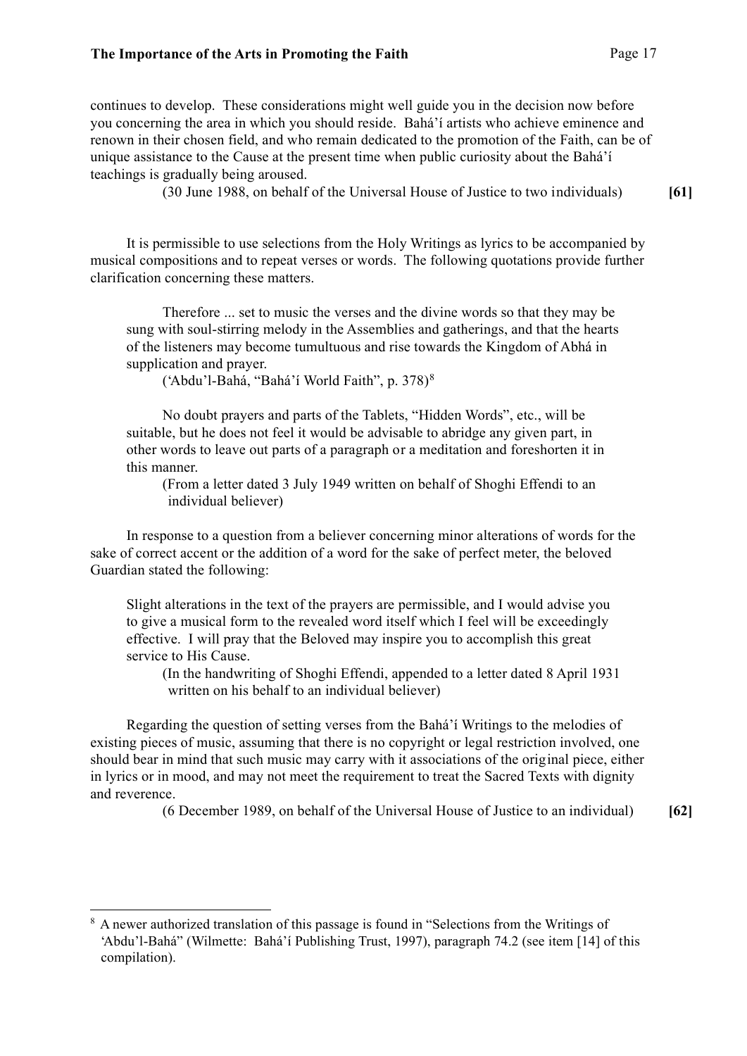continues to develop. These considerations might well guide you in the decision now before you concerning the area in which you should reside. Bahá'í artists who achieve eminence and renown in their chosen field, and who remain dedicated to the promotion of the Faith, can be of unique assistance to the Cause at the present time when public curiosity about the Bahá'í teachings is gradually being aroused.

(30 June 1988, on behalf of the Universal House of Justice to two individuals) **[61]**

It is permissible to use selections from the Holy Writings as lyrics to be accompanied by musical compositions and to repeat verses or words. The following quotations provide further clarification concerning these matters.

> Therefore ... set to music the verses and the divine words so that they may be sung with soul-stirring melody in the Assemblies and gatherings, and that the hearts of the listeners may become tumultuous and rise towards the Kingdom of Abhá in supplication and prayer.
>
> ('Abdu'l-Bahá, "Bahá'í World Faith", p. 378)[8]

> No doubt prayers and parts of the Tablets, "Hidden Words", etc., will be suitable, but he does not feel it would be advisable to abridge any given part, in other words to leave out parts of a paragraph or a meditation and foreshorten it in this manner.
>
> (From a letter dated 3 July 1949 written on behalf of Shoghi Effendi to an individual believer)

In response to a question from a believer concerning minor alterations of words for the sake of correct accent or the addition of a word for the sake of perfect meter, the beloved Guardian stated the following:

> Slight alterations in the text of the prayers are permissible, and I would advise you to give a musical form to the revealed word itself which I feel will be exceedingly effective. I will pray that the Beloved may inspire you to accomplish this great service to His Cause.
>
> (In the handwriting of Shoghi Effendi, appended to a letter dated 8 April 1931 written on his behalf to an individual believer)

Regarding the question of setting verses from the Bahá'í Writings to the melodies of existing pieces of music, assuming that there is no copyright or legal restriction involved, one should bear in mind that such music may carry with it associations of the original piece, either in lyrics or in mood, and may not meet the requirement to treat the Sacred Texts with dignity and reverence.

(6 December 1989, on behalf of the Universal House of Justice to an individual) **[62]**

---

[8] A newer authorized translation of this passage is found in "Selections from the Writings of 'Abdu'l-Bahá" (Wilmette: Bahá'í Publishing Trust, 1997), paragraph 74.2 (see item [14] of this compilation).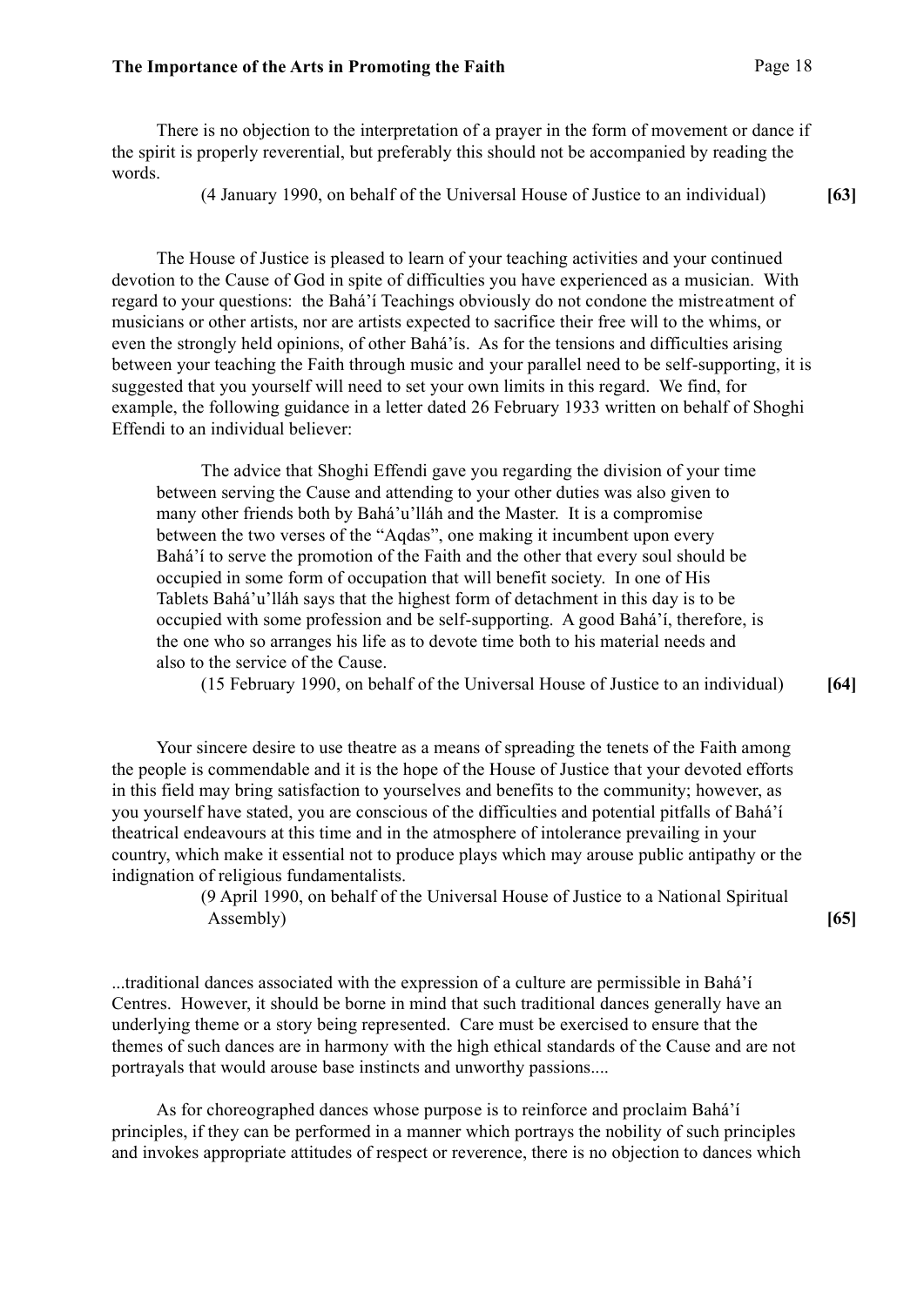There is no objection to the interpretation of a prayer in the form of movement or dance if the spirit is properly reverential, but preferably this should not be accompanied by reading the words.

(4 January 1990, on behalf of the Universal House of Justice to an individual) **[63]**

The House of Justice is pleased to learn of your teaching activities and your continued devotion to the Cause of God in spite of difficulties you have experienced as a musician. With regard to your questions: the Bahá'í Teachings obviously do not condone the mistreatment of musicians or other artists, nor are artists expected to sacrifice their free will to the whims, or even the strongly held opinions, of other Bahá'ís. As for the tensions and difficulties arising between your teaching the Faith through music and your parallel need to be self-supporting, it is suggested that you yourself will need to set your own limits in this regard. We find, for example, the following guidance in a letter dated 26 February 1933 written on behalf of Shoghi Effendi to an individual believer:

> The advice that Shoghi Effendi gave you regarding the division of your time between serving the Cause and attending to your other duties was also given to many other friends both by Bahá'u'lláh and the Master. It is a compromise between the two verses of the "Aqdas", one making it incumbent upon every Bahá'í to serve the promotion of the Faith and the other that every soul should be occupied in some form of occupation that will benefit society. In one of His Tablets Bahá'u'lláh says that the highest form of detachment in this day is to be occupied with some profession and be self-supporting. A good Bahá'í, therefore, is the one who so arranges his life as to devote time both to his material needs and also to the service of the Cause.

(15 February 1990, on behalf of the Universal House of Justice to an individual) **[64]**

Your sincere desire to use theatre as a means of spreading the tenets of the Faith among the people is commendable and it is the hope of the House of Justice that your devoted efforts in this field may bring satisfaction to yourselves and benefits to the community; however, as you yourself have stated, you are conscious of the difficulties and potential pitfalls of Bahá'í theatrical endeavours at this time and in the atmosphere of intolerance prevailing in your country, which make it essential not to produce plays which may arouse public antipathy or the indignation of religious fundamentalists.

(9 April 1990, on behalf of the Universal House of Justice to a National Spiritual Assembly) **[65]**

...traditional dances associated with the expression of a culture are permissible in Bahá'í Centres. However, it should be borne in mind that such traditional dances generally have an underlying theme or a story being represented. Care must be exercised to ensure that the themes of such dances are in harmony with the high ethical standards of the Cause and are not portrayals that would arouse base instincts and unworthy passions....

As for choreographed dances whose purpose is to reinforce and proclaim Bahá'í principles, if they can be performed in a manner which portrays the nobility of such principles and invokes appropriate attitudes of respect or reverence, there is no objection to dances which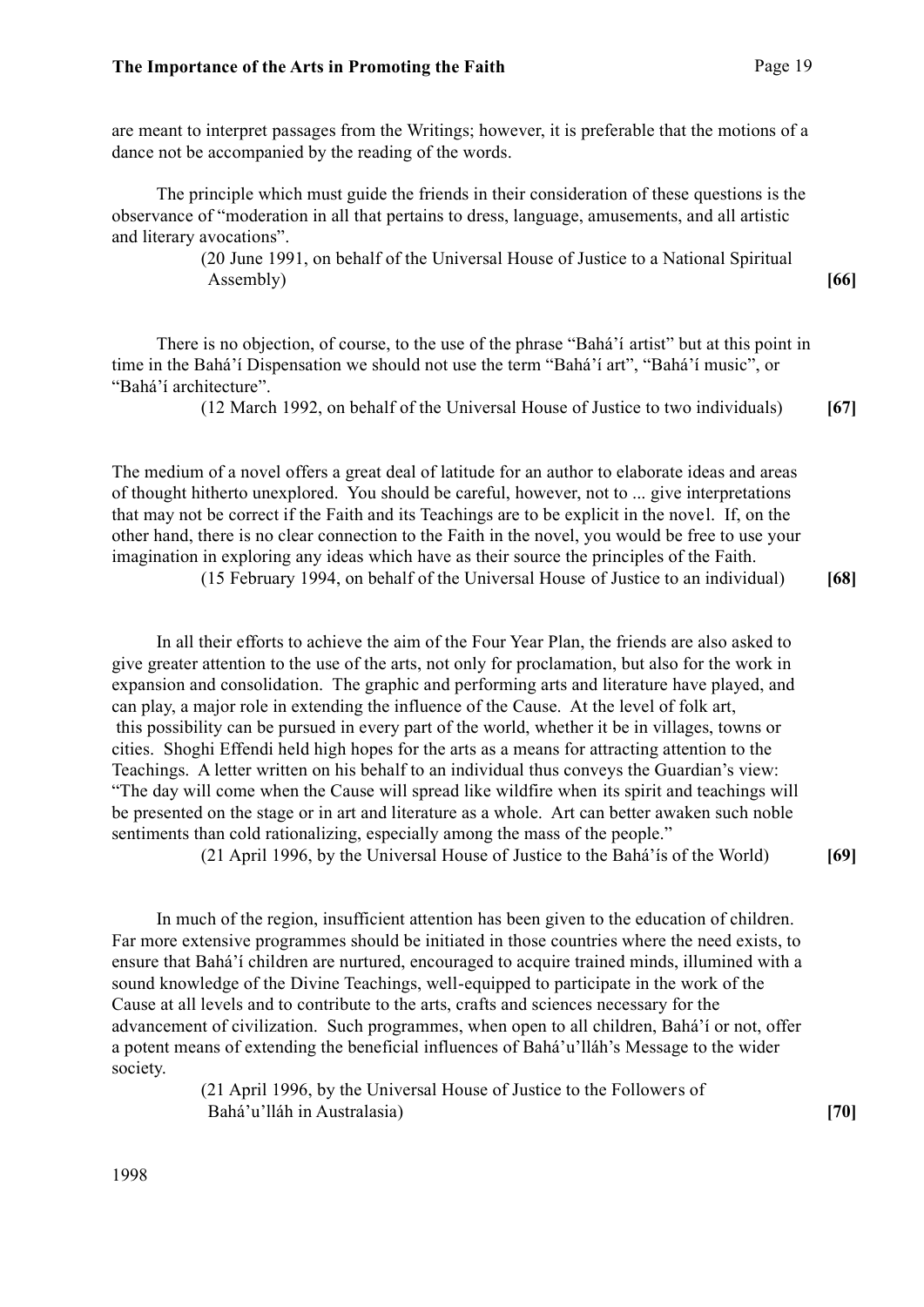are meant to interpret passages from the Writings; however, it is preferable that the motions of a dance not be accompanied by the reading of the words.

The principle which must guide the friends in their consideration of these questions is the observance of "moderation in all that pertains to dress, language, amusements, and all artistic and literary avocations".

(20 June 1991, on behalf of the Universal House of Justice to a National Spiritual Assembly) **[66]**

There is no objection, of course, to the use of the phrase "Bahá'í artist" but at this point in time in the Bahá'í Dispensation we should not use the term "Bahá'í art", "Bahá'í music", or "Bahá'í architecture".

(12 March 1992, on behalf of the Universal House of Justice to two individuals) **[67]**

The medium of a novel offers a great deal of latitude for an author to elaborate ideas and areas of thought hitherto unexplored. You should be careful, however, not to ... give interpretations that may not be correct if the Faith and its Teachings are to be explicit in the novel. If, on the other hand, there is no clear connection to the Faith in the novel, you would be free to use your imagination in exploring any ideas which have as their source the principles of the Faith.

(15 February 1994, on behalf of the Universal House of Justice to an individual) **[68]**

In all their efforts to achieve the aim of the Four Year Plan, the friends are also asked to give greater attention to the use of the arts, not only for proclamation, but also for the work in expansion and consolidation. The graphic and performing arts and literature have played, and can play, a major role in extending the influence of the Cause. At the level of folk art, this possibility can be pursued in every part of the world, whether it be in villages, towns or cities. Shoghi Effendi held high hopes for the arts as a means for attracting attention to the Teachings. A letter written on his behalf to an individual thus conveys the Guardian's view: "The day will come when the Cause will spread like wildfire when its spirit and teachings will be presented on the stage or in art and literature as a whole. Art can better awaken such noble sentiments than cold rationalizing, especially among the mass of the people."

(21 April 1996, by the Universal House of Justice to the Bahá'ís of the World) **[69]**

In much of the region, insufficient attention has been given to the education of children. Far more extensive programmes should be initiated in those countries where the need exists, to ensure that Bahá'í children are nurtured, encouraged to acquire trained minds, illumined with a sound knowledge of the Divine Teachings, well-equipped to participate in the work of the Cause at all levels and to contribute to the arts, crafts and sciences necessary for the advancement of civilization. Such programmes, when open to all children, Bahá'í or not, offer a potent means of extending the beneficial influences of Bahá'u'lláh's Message to the wider society.

(21 April 1996, by the Universal House of Justice to the Followers of Bahá'u'lláh in Australasia) **[70]**

1998